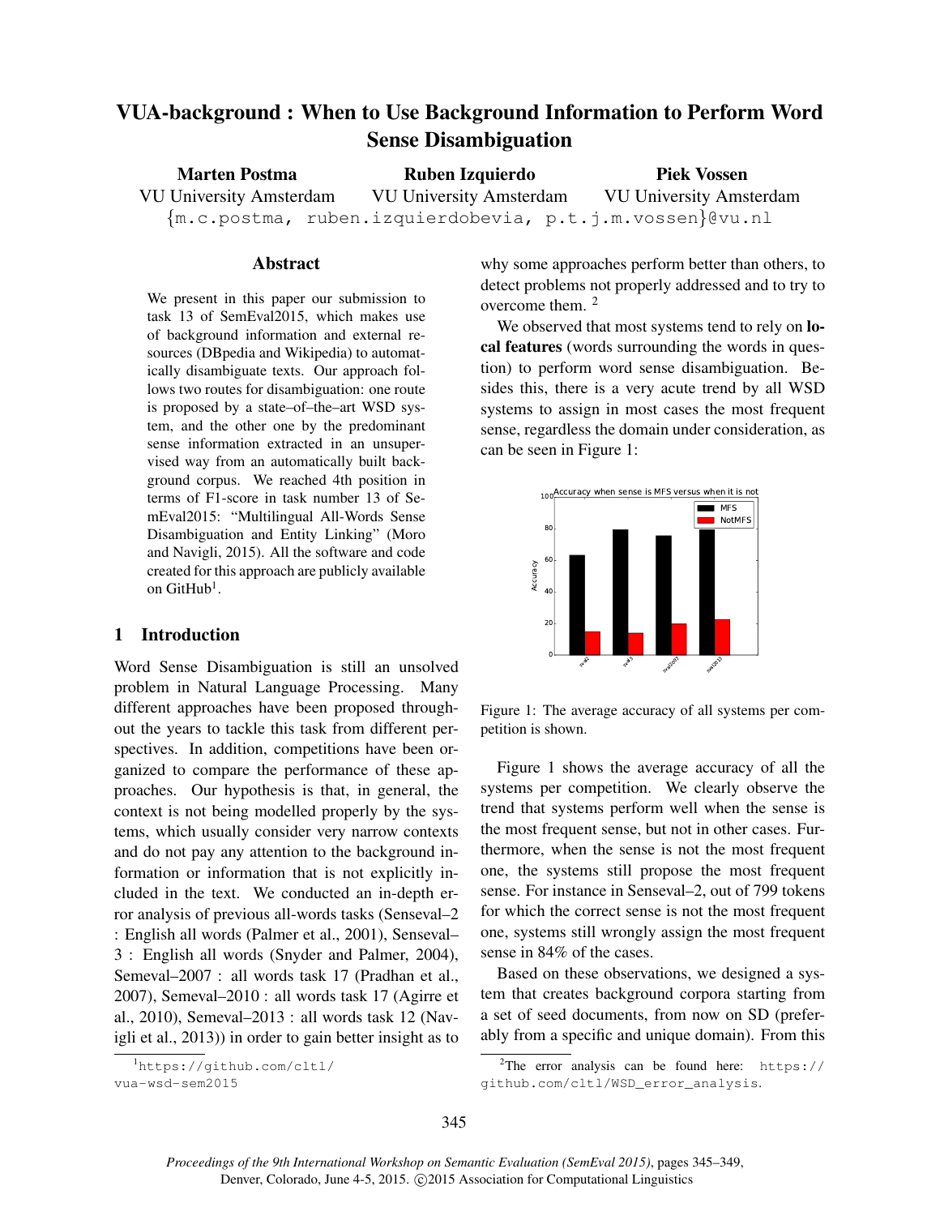# VUA-background : When to Use Background Information to Perform Word Sense Disambiguation

**Marten Postma**
VU University Amsterdam

**Ruben Izquierdo**
VU University Amsterdam

**Piek Vossen**
VU University Amsterdam

{m.c.postma, ruben.izquierdobevia, p.t.j.m.vossen}@vu.nl

## Abstract

We present in this paper our submission to task 13 of SemEval2015, which makes use of background information and external resources (DBpedia and Wikipedia) to automatically disambiguate texts. Our approach follows two routes for disambiguation: one route is proposed by a state–of–the–art WSD system, and the other one by the predominant sense information extracted in an unsupervised way from an automatically built background corpus. We reached 4th position in terms of F1-score in task number 13 of SemEval2015: "Multilingual All-Words Sense Disambiguation and Entity Linking" (Moro and Navigli, 2015). All the software and code created for this approach are publicly available on GitHub[1].

## 1 Introduction

Word Sense Disambiguation is still an unsolved problem in Natural Language Processing. Many different approaches have been proposed throughout the years to tackle this task from different perspectives. In addition, competitions have been organized to compare the performance of these approaches. Our hypothesis is that, in general, the context is not being modelled properly by the systems, which usually consider very narrow contexts and do not pay any attention to the background information or information that is not explicitly included in the text. We conducted an in-depth error analysis of previous all-words tasks (Senseval–2 : English all words (Palmer et al., 2001), Senseval–3 : English all words (Snyder and Palmer, 2004), Semeval–2007 : all words task 17 (Pradhan et al., 2007), Semeval–2010 : all words task 17 (Agirre et al., 2010), Semeval–2013 : all words task 12 (Navigli et al., 2013)) in order to gain better insight as to why some approaches perform better than others, to detect problems not properly addressed and to try to overcome them. [2]

We observed that most systems tend to rely on **local features** (words surrounding the words in question) to perform word sense disambiguation. Besides this, there is a very acute trend by all WSD systems to assign in most cases the most frequent sense, regardless the domain under consideration, as can be seen in Figure 1:

Figure 1: The average accuracy of all systems per competition is shown.

Figure 1 shows the average accuracy of all the systems per competition. We clearly observe the trend that systems perform well when the sense is the most frequent sense, but not in other cases. Furthermore, when the sense is not the most frequent one, the systems still propose the most frequent sense. For instance in Senseval–2, out of 799 tokens for which the correct sense is not the most frequent one, systems still wrongly assign the most frequent sense in 84% of the cases.

Based on these observations, we designed a system that creates background corpora starting from a set of seed documents, from now on SD (preferably from a specific and unique domain). From this

[1] https://github.com/cltl/vua-wsd-sem2015

[2] The error analysis can be found here: https://github.com/cltl/WSD_error_analysis.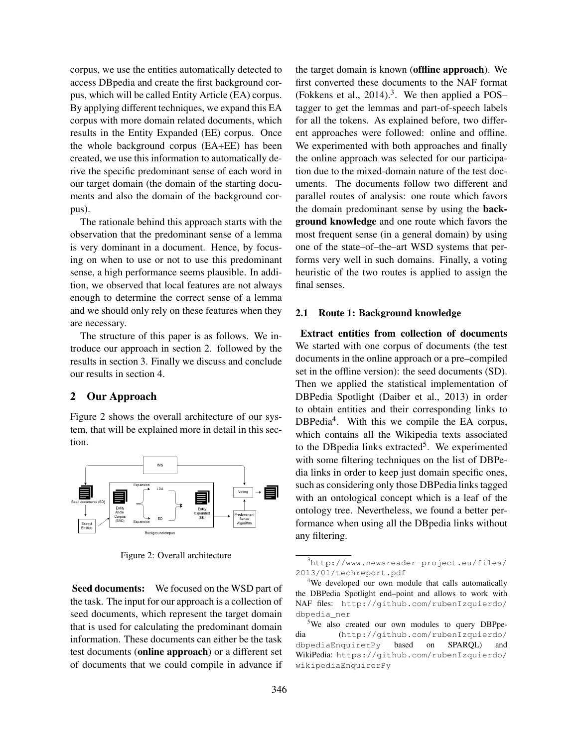corpus, we use the entities automatically detected to access DBpedia and create the first background corpus, which will be called Entity Article (EA) corpus. By applying different techniques, we expand this EA corpus with more domain related documents, which results in the Entity Expanded (EE) corpus. Once the whole background corpus (EA+EE) has been created, we use this information to automatically derive the specific predominant sense of each word in our target domain (the domain of the starting documents and also the domain of the background corpus).

The rationale behind this approach starts with the observation that the predominant sense of a lemma is very dominant in a document. Hence, by focusing on when to use or not to use this predominant sense, a high performance seems plausible. In addition, we observed that local features are not always enough to determine the correct sense of a lemma and we should only rely on these features when they are necessary.

The structure of this paper is as follows. We introduce our approach in section 2. followed by the results in section 3. Finally we discuss and conclude our results in section 4.

## 2 Our Approach

Figure 2 shows the overall architecture of our system, that will be explained more in detail in this section.

Figure 2: Overall architecture

**Seed documents:** We focused on the WSD part of the task. The input for our approach is a collection of seed documents, which represent the target domain that is used for calculating the predominant domain information. These documents can either be the task test documents (**online approach**) or a different set of documents that we could compile in advance if the target domain is known (**offline approach**). We first converted these documents to the NAF format (Fokkens et al., 2014).[3]. We then applied a POS–tagger to get the lemmas and part-of-speech labels for all the tokens. As explained before, two different approaches were followed: online and offline. We experimented with both approaches and finally the online approach was selected for our participation due to the mixed-domain nature of the test documents. The documents follow two different and parallel routes of analysis: one route which favors the domain predominant sense by using the **background knowledge** and one route which favors the most frequent sense (in a general domain) by using one of the state–of–the–art WSD systems that performs very well in such domains. Finally, a voting heuristic of the two routes is applied to assign the final senses.

### 2.1 Route 1: Background knowledge

**Extract entities from collection of documents** We started with one corpus of documents (the test documents in the online approach or a pre–compiled set in the offline version): the seed documents (SD). Then we applied the statistical implementation of DBPedia Spotlight (Daiber et al., 2013) in order to obtain entities and their corresponding links to DBPedia[4]. With this we compile the EA corpus, which contains all the Wikipedia texts associated to the DBpedia links extracted[5]. We experimented with some filtering techniques on the list of DBPedia links in order to keep just domain specific ones, such as considering only those DBPedia links tagged with an ontological concept which is a leaf of the ontology tree. Nevertheless, we found a better performance when using all the DBpedia links without any filtering.

[3] http://www.newsreader-project.eu/files/2013/01/techreport.pdf

[4] We developed our own module that calls automatically the DBPedia Spotlight end–point and allows to work with NAF files: http://github.com/rubenIzquierdo/dbpedia_ner

[5] We also created our own modules to query DBPpedia (http://github.com/rubenIzquierdo/dbpediaEnquirerPy based on SPARQL) and WikiPedia: https://github.com/rubenIzquierdo/wikipediaEnquirerPy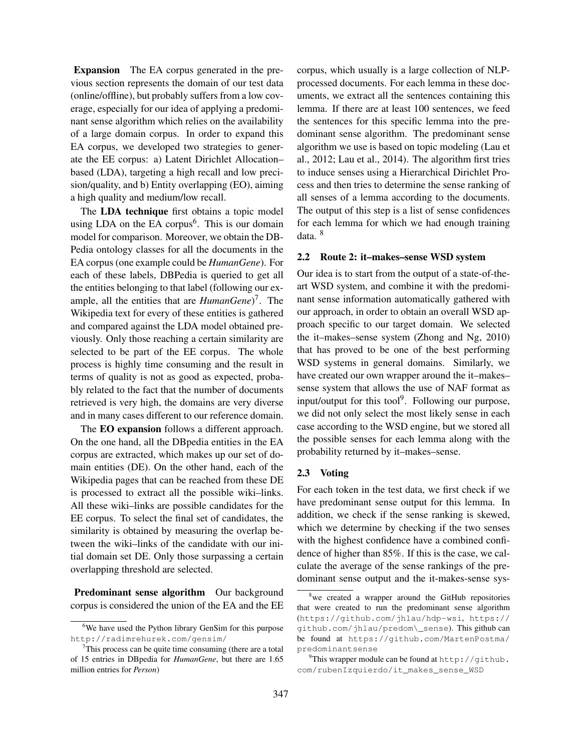**Expansion** The EA corpus generated in the previous section represents the domain of our test data (online/offline), but probably suffers from a low coverage, especially for our idea of applying a predominant sense algorithm which relies on the availability of a large domain corpus. In order to expand this EA corpus, we developed two strategies to generate the EE corpus: a) Latent Dirichlet Allocation–based (LDA), targeting a high recall and low precision/quality, and b) Entity overlapping (EO), aiming a high quality and medium/low recall.

The **LDA technique** first obtains a topic model using LDA on the EA corpus[6]. This is our domain model for comparison. Moreover, we obtain the DBPedia ontology classes for all the documents in the EA corpus (one example could be *HumanGene*). For each of these labels, DBPedia is queried to get all the entities belonging to that label (following our example, all the entities that are *HumanGene*)[7]. The Wikipedia text for every of these entities is gathered and compared against the LDA model obtained previously. Only those reaching a certain similarity are selected to be part of the EE corpus. The whole process is highly time consuming and the result in terms of quality is not as good as expected, probably related to the fact that the number of documents retrieved is very high, the domains are very diverse and in many cases different to our reference domain.

The **EO expansion** follows a different approach. On the one hand, all the DBpedia entities in the EA corpus are extracted, which makes up our set of domain entities (DE). On the other hand, each of the Wikipedia pages that can be reached from these DE is processed to extract all the possible wiki–links. All these wiki–links are possible candidates for the EE corpus. To select the final set of candidates, the similarity is obtained by measuring the overlap between the wiki–links of the candidate with our initial domain set DE. Only those surpassing a certain overlapping threshold are selected.

**Predominant sense algorithm** Our background corpus is considered the union of the EA and the EE corpus, which usually is a large collection of NLP-processed documents. For each lemma in these documents, we extract all the sentences containing this lemma. If there are at least 100 sentences, we feed the sentences for this specific lemma into the predominant sense algorithm. The predominant sense algorithm we use is based on topic modeling (Lau et al., 2012; Lau et al., 2014). The algorithm first tries to induce senses using a Hierarchical Dirichlet Process and then tries to determine the sense ranking of all senses of a lemma according to the documents. The output of this step is a list of sense confidences for each lemma for which we had enough training data. [8]

## 2.2 Route 2: it–makes–sense WSD system

Our idea is to start from the output of a state-of-the-art WSD system, and combine it with the predominant sense information automatically gathered with our approach, in order to obtain an overall WSD approach specific to our target domain. We selected the it–makes–sense system (Zhong and Ng, 2010) that has proved to be one of the best performing WSD systems in general domains. Similarly, we have created our own wrapper around the it–makes–sense system that allows the use of NAF format as input/output for this tool[9]. Following our purpose, we did not only select the most likely sense in each case according to the WSD engine, but we stored all the possible senses for each lemma along with the probability returned by it–makes–sense.

## 2.3 Voting

For each token in the test data, we first check if we have predominant sense output for this lemma. In addition, we check if the sense ranking is skewed, which we determine by checking if the two senses with the highest confidence have a combined confidence of higher than 85%. If this is the case, we calculate the average of the sense rankings of the predominant sense output and the it-makes-sense sys-

---

[6] We have used the Python library GenSim for this purpose http://radimrehurek.com/gensim/

[7] This process can be quite time consuming (there are a total of 15 entries in DBpedia for *HumanGene*, but there are 1.65 million entries for *Person*)

[8] we created a wrapper around the GitHub repositories that were created to run the predominant sense algorithm (https://github.com/jhlau/hdp-wsi, https://github.com/jhlau/predom\_sense). This github can be found at https://github.com/MartenPostma/predominantsense

[9] This wrapper module can be found at http://github.com/rubenIzquierdo/it_makes_sense_WSD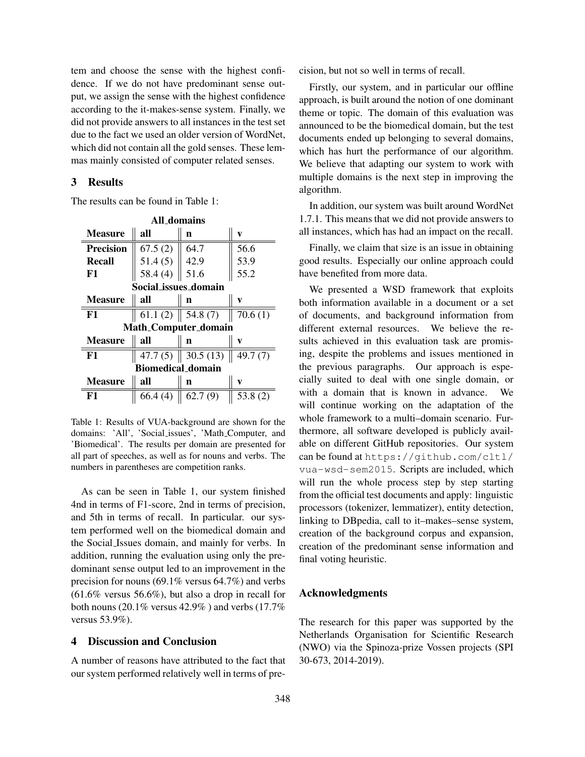tem and choose the sense with the highest confidence. If we do not have predominant sense output, we assign the sense with the highest confidence according to the it-makes-sense system. Finally, we did not provide answers to all instances in the test set due to the fact we used an older version of WordNet, which did not contain all the gold senses. These lemmas mainly consisted of computer related senses.

## 3 Results

The results can be found in Table 1:

| **All_domains** | | | |
|---|---|---|---|
| **Measure** | **all** | **n** | **v** |
| **Precision** | 67.5 (2) | 64.7 | 56.6 |
| **Recall** | 51.4 (5) | 42.9 | 53.9 |
| **F1** | 58.4 (4) | 51.6 | 55.2 |
| **Social_issues_domain** | | | |
| **Measure** | **all** | **n** | **v** |
| **F1** | 61.1 (2) | 54.8 (7) | 70.6 (1) |
| **Math_Computer_domain** | | | |
| **Measure** | **all** | **n** | **v** |
| **F1** | 47.7 (5) | 30.5 (13) | 49.7 (7) |
| **Biomedical_domain** | | | |
| **Measure** | **all** | **n** | **v** |
| **F1** | 66.4 (4) | 62.7 (9) | 53.8 (2) |

Table 1: Results of VUA-background are shown for the domains: 'All', 'Social_issues', 'Math_Computer, and 'Biomedical'. The results per domain are presented for all part of speeches, as well as for nouns and verbs. The numbers in parentheses are competition ranks.

As can be seen in Table 1, our system finished 4nd in terms of F1-score, 2nd in terms of precision, and 5th in terms of recall. In particular. our system performed well on the biomedical domain and the Social_Issues domain, and mainly for verbs. In addition, running the evaluation using only the predominant sense output led to an improvement in the precision for nouns (69.1% versus 64.7%) and verbs (61.6% versus 56.6%), but also a drop in recall for both nouns (20.1% versus 42.9% ) and verbs (17.7% versus 53.9%).

## 4 Discussion and Conclusion

A number of reasons have attributed to the fact that our system performed relatively well in terms of precision, but not so well in terms of recall.

Firstly, our system, and in particular our offline approach, is built around the notion of one dominant theme or topic. The domain of this evaluation was announced to be the biomedical domain, but the test documents ended up belonging to several domains, which has hurt the performance of our algorithm. We believe that adapting our system to work with multiple domains is the next step in improving the algorithm.

In addition, our system was built around WordNet 1.7.1. This means that we did not provide answers to all instances, which has had an impact on the recall.

Finally, we claim that size is an issue in obtaining good results. Especially our online approach could have benefited from more data.

We presented a WSD framework that exploits both information available in a document or a set of documents, and background information from different external resources. We believe the results achieved in this evaluation task are promising, despite the problems and issues mentioned in the previous paragraphs. Our approach is especially suited to deal with one single domain, or with a domain that is known in advance. We will continue working on the adaptation of the whole framework to a multi–domain scenario. Furthermore, all software developed is publicly available on different GitHub repositories. Our system can be found at `https://github.com/cltl/vua-wsd-sem2015`. Scripts are included, which will run the whole process step by step starting from the official test documents and apply: linguistic processors (tokenizer, lemmatizer), entity detection, linking to DBpedia, call to it–makes–sense system, creation of the background corpus and expansion, creation of the predominant sense information and final voting heuristic.

## Acknowledgments

The research for this paper was supported by the Netherlands Organisation for Scientific Research (NWO) via the Spinoza-prize Vossen projects (SPI 30-673, 2014-2019).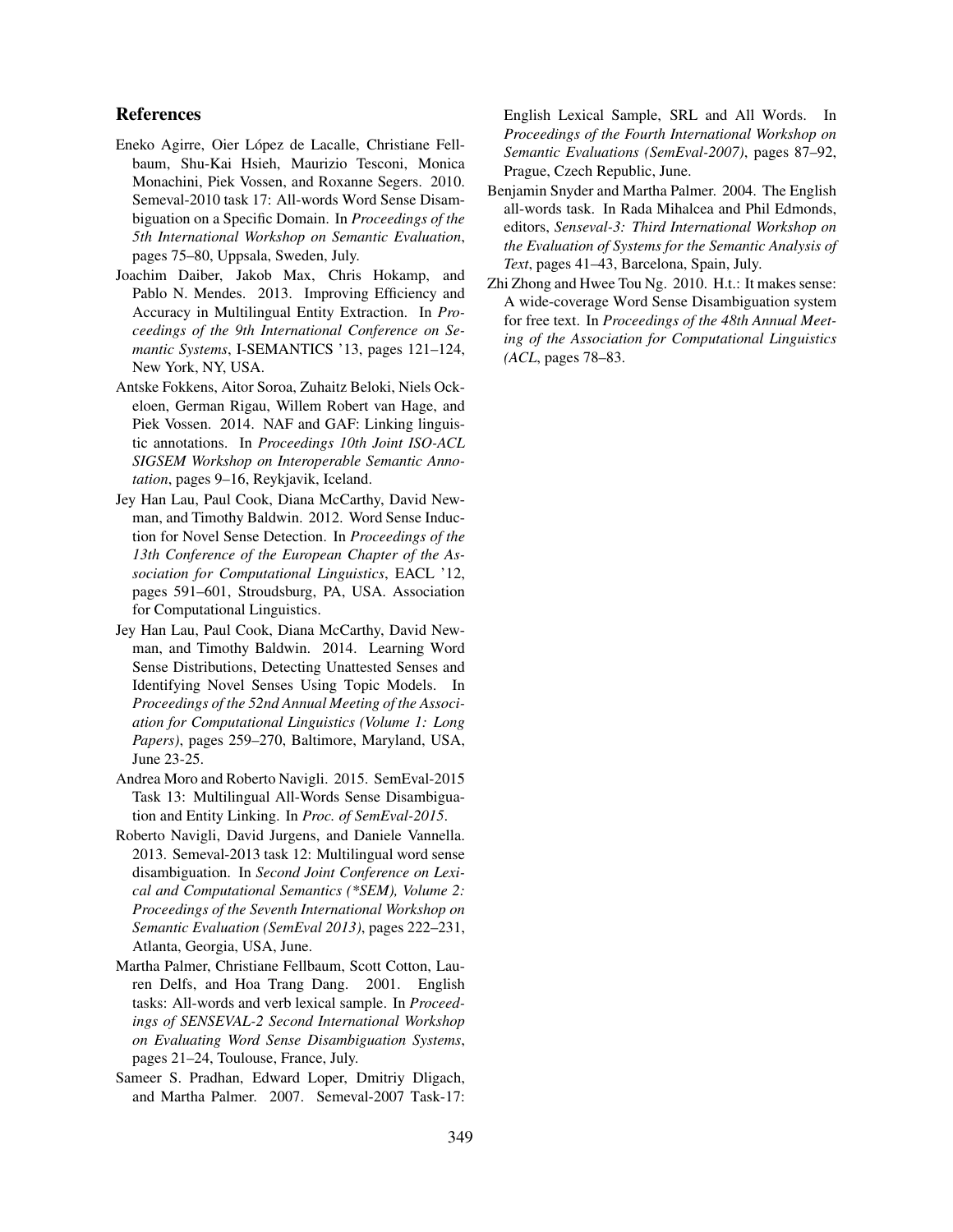## References

Eneko Agirre, Oier López de Lacalle, Christiane Fellbaum, Shu-Kai Hsieh, Maurizio Tesconi, Monica Monachini, Piek Vossen, and Roxanne Segers. 2010. Semeval-2010 task 17: All-words Word Sense Disambiguation on a Specific Domain. In *Proceedings of the 5th International Workshop on Semantic Evaluation*, pages 75–80, Uppsala, Sweden, July.

Joachim Daiber, Jakob Max, Chris Hokamp, and Pablo N. Mendes. 2013. Improving Efficiency and Accuracy in Multilingual Entity Extraction. In *Proceedings of the 9th International Conference on Semantic Systems*, I-SEMANTICS '13, pages 121–124, New York, NY, USA.

Antske Fokkens, Aitor Soroa, Zuhaitz Beloki, Niels Ockeloen, German Rigau, Willem Robert van Hage, and Piek Vossen. 2014. NAF and GAF: Linking linguistic annotations. In *Proceedings 10th Joint ISO-ACL SIGSEM Workshop on Interoperable Semantic Annotation*, pages 9–16, Reykjavik, Iceland.

Jey Han Lau, Paul Cook, Diana McCarthy, David Newman, and Timothy Baldwin. 2012. Word Sense Induction for Novel Sense Detection. In *Proceedings of the 13th Conference of the European Chapter of the Association for Computational Linguistics*, EACL '12, pages 591–601, Stroudsburg, PA, USA. Association for Computational Linguistics.

Jey Han Lau, Paul Cook, Diana McCarthy, David Newman, and Timothy Baldwin. 2014. Learning Word Sense Distributions, Detecting Unattested Senses and Identifying Novel Senses Using Topic Models. In *Proceedings of the 52nd Annual Meeting of the Association for Computational Linguistics (Volume 1: Long Papers)*, pages 259–270, Baltimore, Maryland, USA, June 23-25.

Andrea Moro and Roberto Navigli. 2015. SemEval-2015 Task 13: Multilingual All-Words Sense Disambiguation and Entity Linking. In *Proc. of SemEval-2015*.

Roberto Navigli, David Jurgens, and Daniele Vannella. 2013. Semeval-2013 task 12: Multilingual word sense disambiguation. In *Second Joint Conference on Lexical and Computational Semantics (*SEM), Volume 2: Proceedings of the Seventh International Workshop on Semantic Evaluation (SemEval 2013)*, pages 222–231, Atlanta, Georgia, USA, June.

Martha Palmer, Christiane Fellbaum, Scott Cotton, Lauren Delfs, and Hoa Trang Dang. 2001. English tasks: All-words and verb lexical sample. In *Proceedings of SENSEVAL-2 Second International Workshop on Evaluating Word Sense Disambiguation Systems*, pages 21–24, Toulouse, France, July.

Sameer S. Pradhan, Edward Loper, Dmitriy Dligach, and Martha Palmer. 2007. Semeval-2007 Task-17: English Lexical Sample, SRL and All Words. In *Proceedings of the Fourth International Workshop on Semantic Evaluations (SemEval-2007)*, pages 87–92, Prague, Czech Republic, June.

Benjamin Snyder and Martha Palmer. 2004. The English all-words task. In Rada Mihalcea and Phil Edmonds, editors, *Senseval-3: Third International Workshop on the Evaluation of Systems for the Semantic Analysis of Text*, pages 41–43, Barcelona, Spain, July.

Zhi Zhong and Hwee Tou Ng. 2010. H.t.: It makes sense: A wide-coverage Word Sense Disambiguation system for free text. In *Proceedings of the 48th Annual Meeting of the Association for Computational Linguistics (ACL*, pages 78–83.